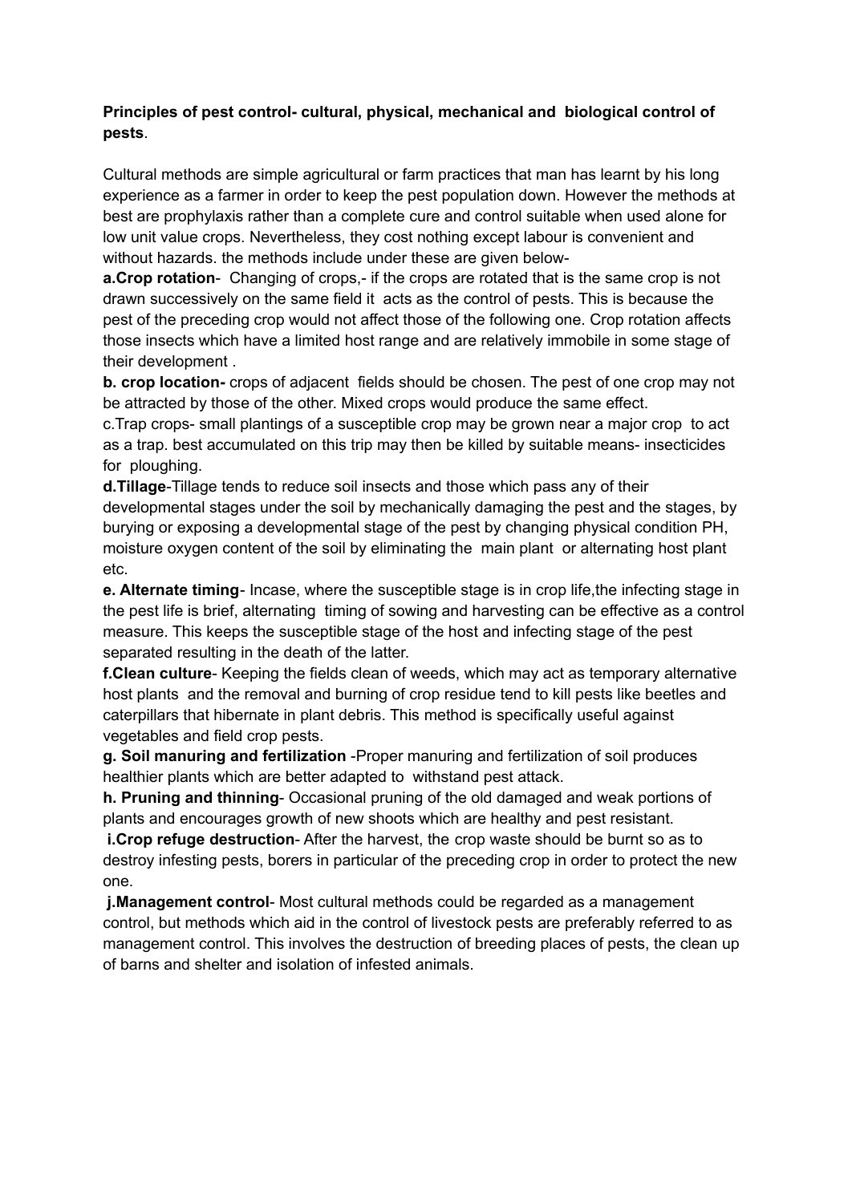**Principles of pest control- cultural, physical, mechanical and biological control of pests**.

Cultural methods are simple agricultural or farm practices that man has learnt by his long experience as a farmer in order to keep the pest population down. However the methods at best are prophylaxis rather than a complete cure and control suitable when used alone for low unit value crops. Nevertheless, they cost nothing except labour is convenient and without hazards. the methods include under these are given below-

**a.Crop rotation**- Changing of crops,- if the crops are rotated that is the same crop is not drawn successively on the same field it acts as the control of pests. This is because the pest of the preceding crop would not affect those of the following one. Crop rotation affects those insects which have a limited host range and are relatively immobile in some stage of their development .

**b. crop location-** crops of adjacent fields should be chosen. The pest of one crop may not be attracted by those of the other. Mixed crops would produce the same effect.

c.Trap crops- small plantings of a susceptible crop may be grown near a major crop to act as a trap. best accumulated on this trip may then be killed by suitable means- insecticides for ploughing.

**d.Tillage**-Tillage tends to reduce soil insects and those which pass any of their developmental stages under the soil by mechanically damaging the pest and the stages, by burying or exposing a developmental stage of the pest by changing physical condition PH, moisture oxygen content of the soil by eliminating the main plant or alternating host plant etc.

**e. Alternate timing**- Incase, where the susceptible stage is in crop life,the infecting stage in the pest life is brief, alternating timing of sowing and harvesting can be effective as a control measure. This keeps the susceptible stage of the host and infecting stage of the pest separated resulting in the death of the latter.

**f.Clean culture**- Keeping the fields clean of weeds, which may act as temporary alternative host plants and the removal and burning of crop residue tend to kill pests like beetles and caterpillars that hibernate in plant debris. This method is specifically useful against vegetables and field crop pests.

**g. Soil manuring and fertilization** -Proper manuring and fertilization of soil produces healthier plants which are better adapted to withstand pest attack.

**h. Pruning and thinning**- Occasional pruning of the old damaged and weak portions of plants and encourages growth of new shoots which are healthy and pest resistant.

**i.Crop refuge destruction**- After the harvest, the crop waste should be burnt so as to destroy infesting pests, borers in particular of the preceding crop in order to protect the new one.

**j.Management control**- Most cultural methods could be regarded as a management control, but methods which aid in the control of livestock pests are preferably referred to as management control. This involves the destruction of breeding places of pests, the clean up of barns and shelter and isolation of infested animals.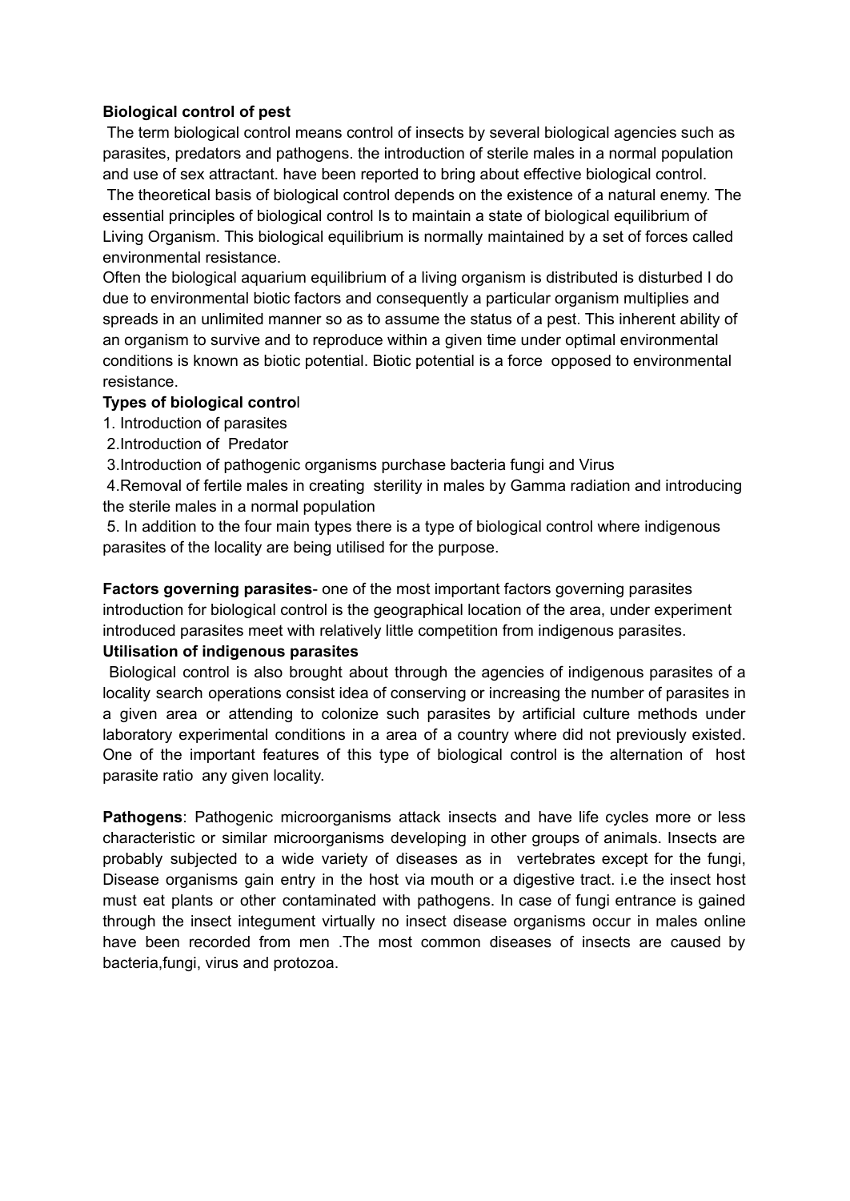**Biological control of pest**

The term biological control means control of insects by several biological agencies such as parasites, predators and pathogens. the introduction of sterile males in a normal population and use of sex attractant. have been reported to bring about effective biological control.

The theoretical basis of biological control depends on the existence of a natural enemy. The essential principles of biological control Is to maintain a state of biological equilibrium of Living Organism. This biological equilibrium is normally maintained by a set of forces called environmental resistance.

Often the biological aquarium equilibrium of a living organism is distributed is disturbed I do due to environmental biotic factors and consequently a particular organism multiplies and spreads in an unlimited manner so as to assume the status of a pest. This inherent ability of an organism to survive and to reproduce within a given time under optimal environmental conditions is known as biotic potential. Biotic potential is a force opposed to environmental resistance.

**Types of biological control**

1. Introduction of parasites
2. Introduction of Predator
3. Introduction of pathogenic organisms purchase bacteria fungi and Virus
4. Removal of fertile males in creating sterility in males by Gamma radiation and introducing the sterile males in a normal population
5. In addition to the four main types there is a type of biological control where indigenous parasites of the locality are being utilised for the purpose.

**Factors governing parasites**- one of the most important factors governing parasites introduction for biological control is the geographical location of the area, under experiment introduced parasites meet with relatively little competition from indigenous parasites.

**Utilisation of indigenous parasites**

Biological control is also brought about through the agencies of indigenous parasites of a locality search operations consist idea of conserving or increasing the number of parasites in a given area or attending to colonize such parasites by artificial culture methods under laboratory experimental conditions in a area of a country where did not previously existed. One of the important features of this type of biological control is the alternation of host parasite ratio any given locality.

**Pathogens**: Pathogenic microorganisms attack insects and have life cycles more or less characteristic or similar microorganisms developing in other groups of animals. Insects are probably subjected to a wide variety of diseases as in vertebrates except for the fungi, Disease organisms gain entry in the host via mouth or a digestive tract. i.e the insect host must eat plants or other contaminated with pathogens. In case of fungi entrance is gained through the insect integument virtually no insect disease organisms occur in males online have been recorded from men .The most common diseases of insects are caused by bacteria,fungi, virus and protozoa.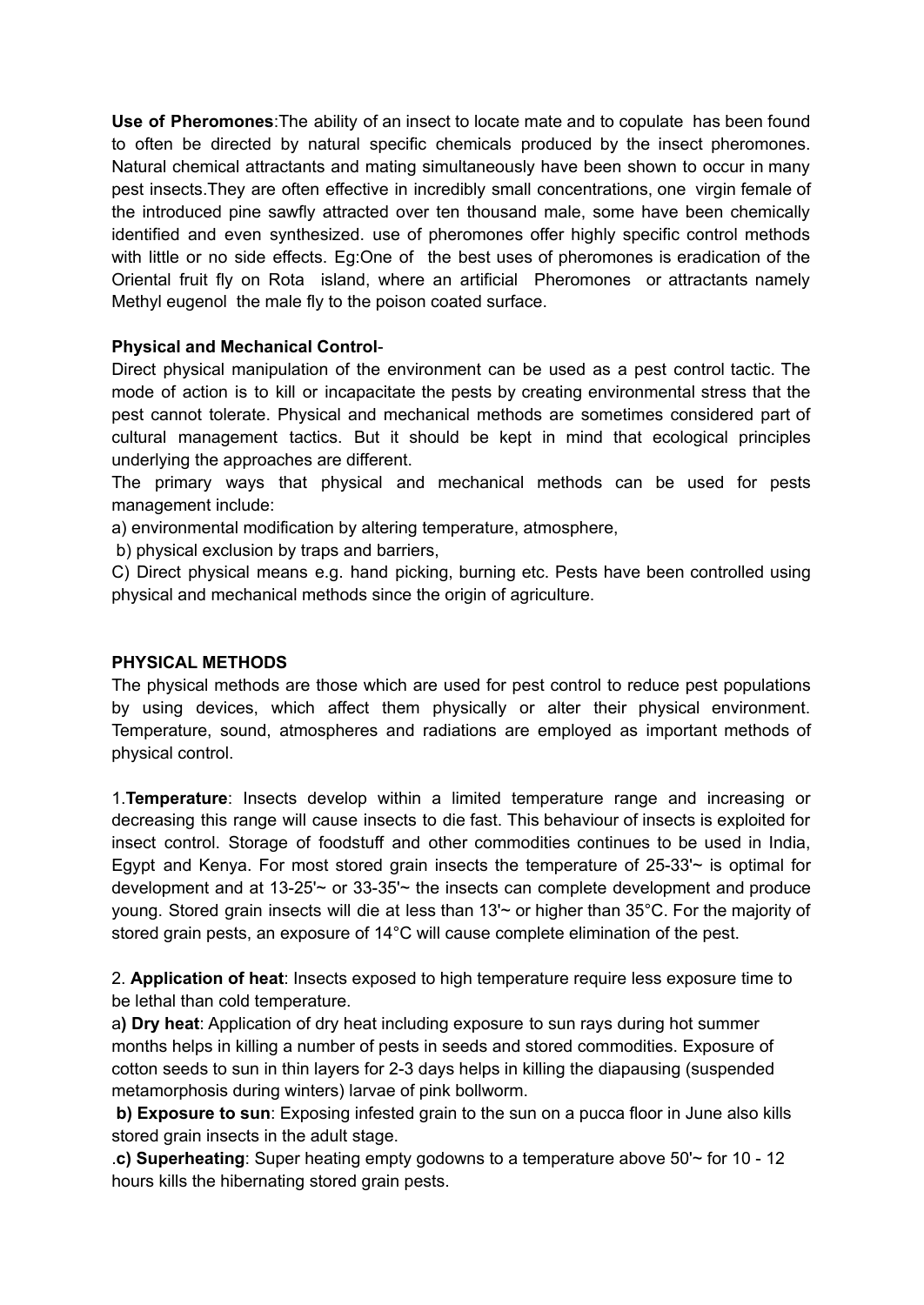**Use of Pheromones**:The ability of an insect to locate mate and to copulate has been found to often be directed by natural specific chemicals produced by the insect pheromones. Natural chemical attractants and mating simultaneously have been shown to occur in many pest insects.They are often effective in incredibly small concentrations, one virgin female of the introduced pine sawfly attracted over ten thousand male, some have been chemically identified and even synthesized. use of pheromones offer highly specific control methods with little or no side effects. Eg:One of the best uses of pheromones is eradication of the Oriental fruit fly on Rota island, where an artificial Pheromones or attractants namely Methyl eugenol the male fly to the poison coated surface.

**Physical and Mechanical Control**-

Direct physical manipulation of the environment can be used as a pest control tactic. The mode of action is to kill or incapacitate the pests by creating environmental stress that the pest cannot tolerate. Physical and mechanical methods are sometimes considered part of cultural management tactics. But it should be kept in mind that ecological principles underlying the approaches are different.

The primary ways that physical and mechanical methods can be used for pests management include:

a) environmental modification by altering temperature, atmosphere,

b) physical exclusion by traps and barriers,

C) Direct physical means e.g. hand picking, burning etc. Pests have been controlled using physical and mechanical methods since the origin of agriculture.

**PHYSICAL METHODS**

The physical methods are those which are used for pest control to reduce pest populations by using devices, which affect them physically or alter their physical environment. Temperature, sound, atmospheres and radiations are employed as important methods of physical control.

1.**Temperature**: Insects develop within a limited temperature range and increasing or decreasing this range will cause insects to die fast. This behaviour of insects is exploited for insect control. Storage of foodstuff and other commodities continues to be used in India, Egypt and Kenya. For most stored grain insects the temperature of 25-33'~ is optimal for development and at 13-25'~ or 33-35'~ the insects can complete development and produce young. Stored grain insects will die at less than 13'~ or higher than 35°C. For the majority of stored grain pests, an exposure of 14°C will cause complete elimination of the pest.

2. **Application of heat**: Insects exposed to high temperature require less exposure time to be lethal than cold temperature.

a**) Dry heat**: Application of dry heat including exposure to sun rays during hot summer months helps in killing a number of pests in seeds and stored commodities. Exposure of cotton seeds to sun in thin layers for 2-3 days helps in killing the diapausing (suspended metamorphosis during winters) larvae of pink bollworm.

**b) Exposure to sun**: Exposing infested grain to the sun on a pucca floor in June also kills stored grain insects in the adult stage.

.**c) Superheating**: Super heating empty godowns to a temperature above 50'~ for 10 - 12 hours kills the hibernating stored grain pests.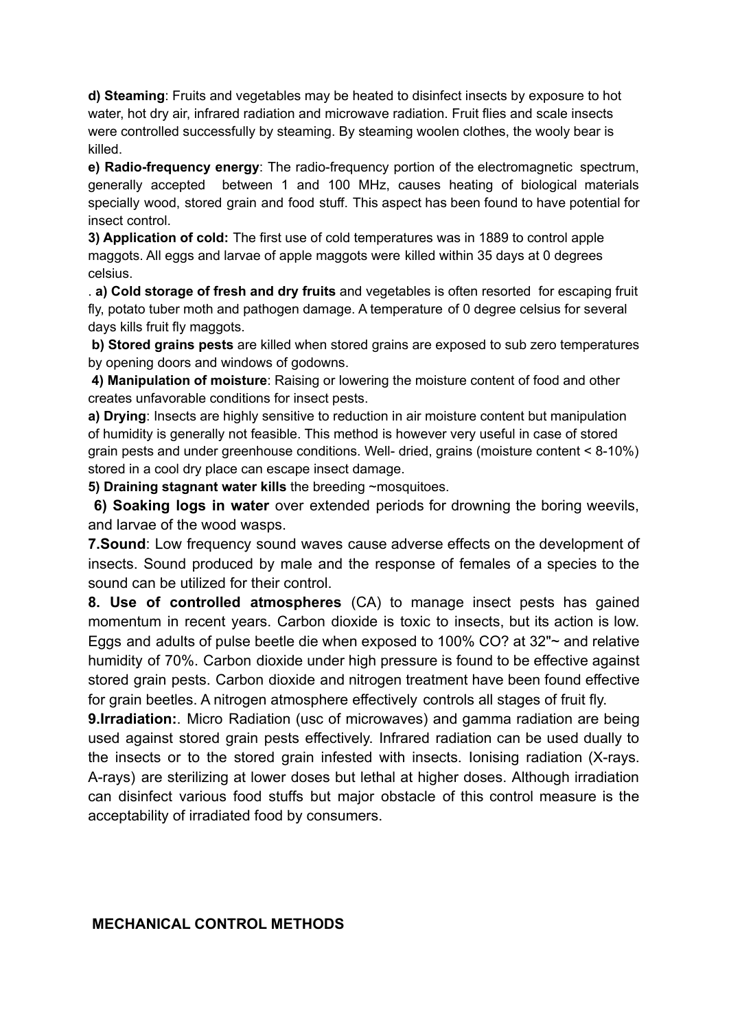**d) Steaming**: Fruits and vegetables may be heated to disinfect insects by exposure to hot water, hot dry air, infrared radiation and microwave radiation. Fruit flies and scale insects were controlled successfully by steaming. By steaming woolen clothes, the wooly bear is killed.

**e) Radio-frequency energy**: The radio-frequency portion of the electromagnetic spectrum, generally accepted between 1 and 100 MHz, causes heating of biological materials specially wood, stored grain and food stuff. This aspect has been found to have potential for insect control.

**3) Application of cold:** The first use of cold temperatures was in 1889 to control apple maggots. All eggs and larvae of apple maggots were killed within 35 days at 0 degrees celsius.

. **a) Cold storage of fresh and dry fruits** and vegetables is often resorted for escaping fruit fly, potato tuber moth and pathogen damage. A temperature of 0 degree celsius for several days kills fruit fly maggots.

**b) Stored grains pests** are killed when stored grains are exposed to sub zero temperatures by opening doors and windows of godowns.

**4) Manipulation of moisture**: Raising or lowering the moisture content of food and other creates unfavorable conditions for insect pests.

**a) Drying**: Insects are highly sensitive to reduction in air moisture content but manipulation of humidity is generally not feasible. This method is however very useful in case of stored grain pests and under greenhouse conditions. Well- dried, grains (moisture content < 8-10%) stored in a cool dry place can escape insect damage.

**5) Draining stagnant water kills** the breeding ~mosquitoes.

**6) Soaking logs in water** over extended periods for drowning the boring weevils, and larvae of the wood wasps.

**7.Sound**: Low frequency sound waves cause adverse effects on the development of insects. Sound produced by male and the response of females of a species to the sound can be utilized for their control.

**8. Use of controlled atmospheres** (CA) to manage insect pests has gained momentum in recent years. Carbon dioxide is toxic to insects, but its action is low. Eggs and adults of pulse beetle die when exposed to 100% CO? at 32"~ and relative humidity of 70%. Carbon dioxide under high pressure is found to be effective against stored grain pests. Carbon dioxide and nitrogen treatment have been found effective for grain beetles. A nitrogen atmosphere effectively controls all stages of fruit fly.

**9.Irradiation:**. Micro Radiation (usc of microwaves) and gamma radiation are being used against stored grain pests effectively. Infrared radiation can be used dually to the insects or to the stored grain infested with insects. Ionising radiation (X-rays. A-rays) are sterilizing at lower doses but lethal at higher doses. Although irradiation can disinfect various food stuffs but major obstacle of this control measure is the acceptability of irradiated food by consumers.

**MECHANICAL CONTROL METHODS**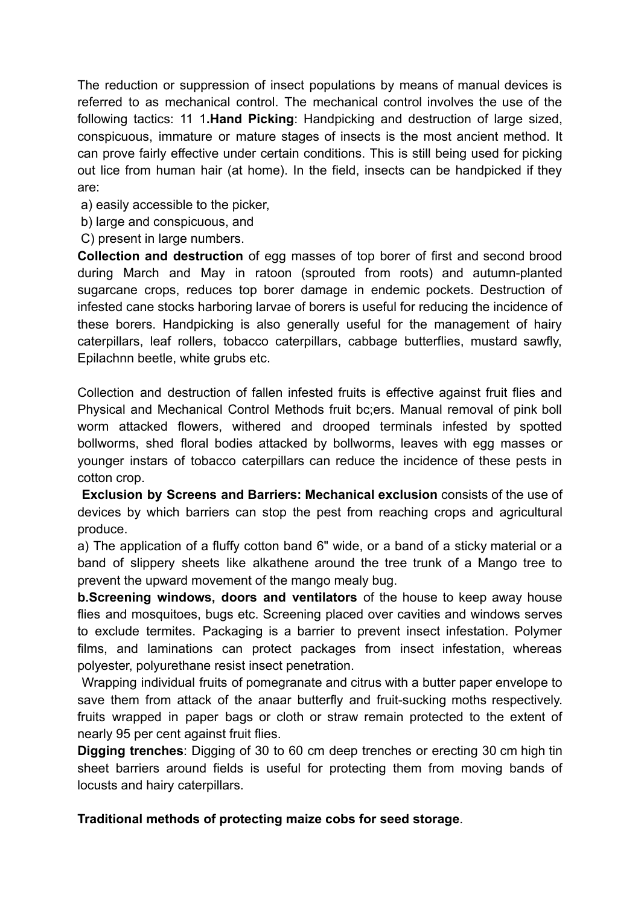The reduction or suppression of insect populations by means of manual devices is referred to as mechanical control. The mechanical control involves the use of the following tactics: 11 1**.Hand Picking**: Handpicking and destruction of large sized, conspicuous, immature or mature stages of insects is the most ancient method. It can prove fairly effective under certain conditions. This is still being used for picking out lice from human hair (at home). In the field, insects can be handpicked if they are:

a) easily accessible to the picker,

b) large and conspicuous, and

C) present in large numbers.

**Collection and destruction** of egg masses of top borer of first and second brood during March and May in ratoon (sprouted from roots) and autumn-planted sugarcane crops, reduces top borer damage in endemic pockets. Destruction of infested cane stocks harboring larvae of borers is useful for reducing the incidence of these borers. Handpicking is also generally useful for the management of hairy caterpillars, leaf rollers, tobacco caterpillars, cabbage butterflies, mustard sawfly, Epilachnn beetle, white grubs etc.

Collection and destruction of fallen infested fruits is effective against fruit flies and Physical and Mechanical Control Methods fruit bc;ers. Manual removal of pink boll worm attacked flowers, withered and drooped terminals infested by spotted bollworms, shed floral bodies attacked by bollworms, leaves with egg masses or younger instars of tobacco caterpillars can reduce the incidence of these pests in cotton crop.

**Exclusion by Screens and Barriers: Mechanical exclusion** consists of the use of devices by which barriers can stop the pest from reaching crops and agricultural produce.

a) The application of a fluffy cotton band 6" wide, or a band of a sticky material or a band of slippery sheets like alkathene around the tree trunk of a Mango tree to prevent the upward movement of the mango mealy bug.

**b.Screening windows, doors and ventilators** of the house to keep away house flies and mosquitoes, bugs etc. Screening placed over cavities and windows serves to exclude termites. Packaging is a barrier to prevent insect infestation. Polymer films, and laminations can protect packages from insect infestation, whereas polyester, polyurethane resist insect penetration.

Wrapping individual fruits of pomegranate and citrus with a butter paper envelope to save them from attack of the anaar butterfly and fruit-sucking moths respectively. fruits wrapped in paper bags or cloth or straw remain protected to the extent of nearly 95 per cent against fruit flies.

**Digging trenches**: Digging of 30 to 60 cm deep trenches or erecting 30 cm high tin sheet barriers around fields is useful for protecting them from moving bands of locusts and hairy caterpillars.

**Traditional methods of protecting maize cobs for seed storage**.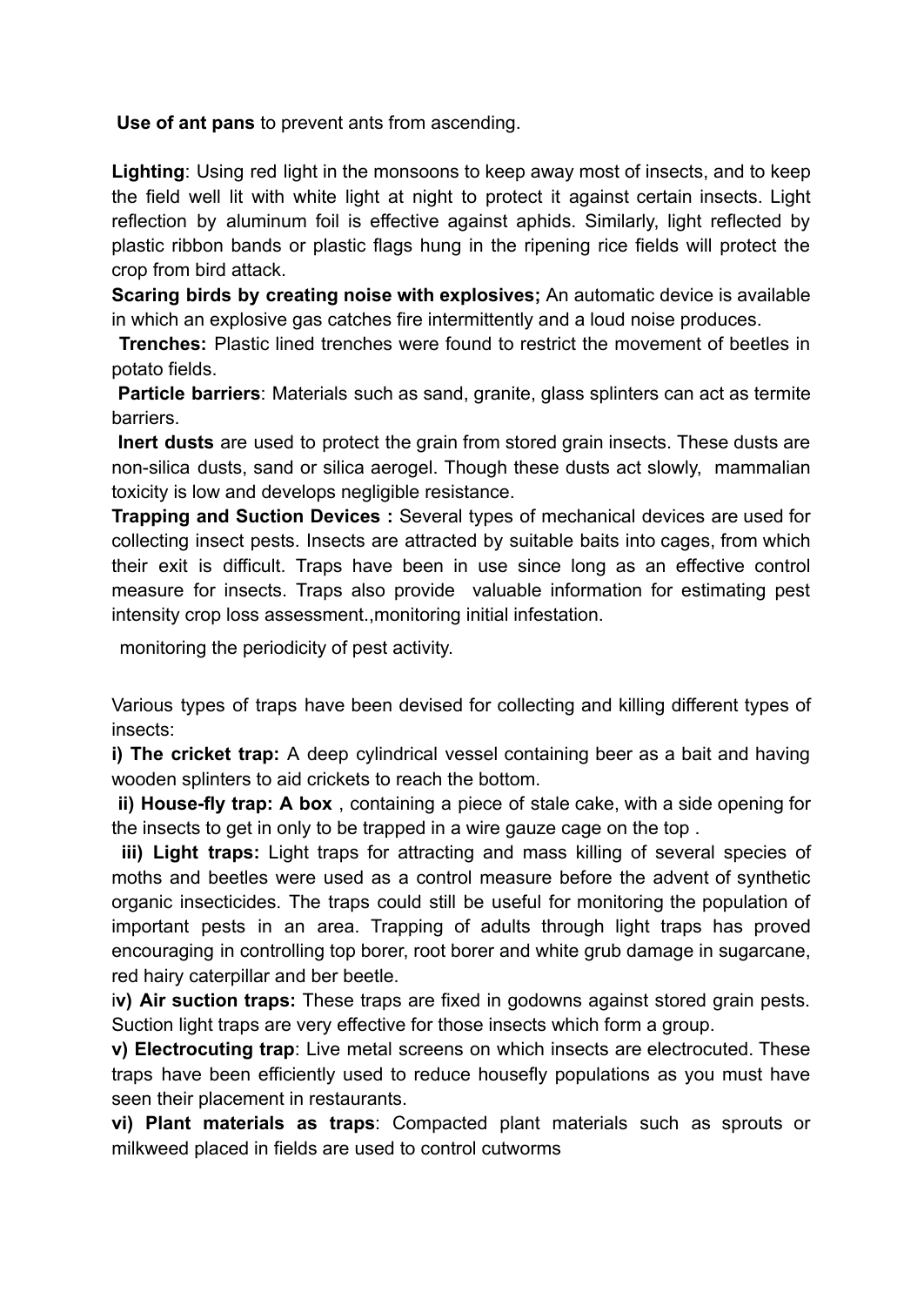**Use of ant pans** to prevent ants from ascending.

**Lighting**: Using red light in the monsoons to keep away most of insects, and to keep the field well lit with white light at night to protect it against certain insects. Light reflection by aluminum foil is effective against aphids. Similarly, light reflected by plastic ribbon bands or plastic flags hung in the ripening rice fields will protect the crop from bird attack.

**Scaring birds by creating noise with explosives;** An automatic device is available in which an explosive gas catches fire intermittently and a loud noise produces.

**Trenches:** Plastic lined trenches were found to restrict the movement of beetles in potato fields.

**Particle barriers**: Materials such as sand, granite, glass splinters can act as termite barriers.

**Inert dusts** are used to protect the grain from stored grain insects. These dusts are non-silica dusts, sand or silica aerogel. Though these dusts act slowly, mammalian toxicity is low and develops negligible resistance.

**Trapping and Suction Devices :** Several types of mechanical devices are used for collecting insect pests. Insects are attracted by suitable baits into cages, from which their exit is difficult. Traps have been in use since long as an effective control measure for insects. Traps also provide valuable information for estimating pest intensity crop loss assessment.,monitoring initial infestation.

monitoring the periodicity of pest activity.

Various types of traps have been devised for collecting and killing different types of insects:

**i) The cricket trap:** A deep cylindrical vessel containing beer as a bait and having wooden splinters to aid crickets to reach the bottom.

**ii) House-fly trap: A box** , containing a piece of stale cake, with a side opening for the insects to get in only to be trapped in a wire gauze cage on the top .

**iii) Light traps:** Light traps for attracting and mass killing of several species of moths and beetles were used as a control measure before the advent of synthetic organic insecticides. The traps could still be useful for monitoring the population of important pests in an area. Trapping of adults through light traps has proved encouraging in controlling top borer, root borer and white grub damage in sugarcane, red hairy caterpillar and ber beetle.

**iv) Air suction traps:** These traps are fixed in godowns against stored grain pests. Suction light traps are very effective for those insects which form a group.

**v) Electrocuting trap**: Live metal screens on which insects are electrocuted. These traps have been efficiently used to reduce housefly populations as you must have seen their placement in restaurants.

**vi) Plant materials as traps**: Compacted plant materials such as sprouts or milkweed placed in fields are used to control cutworms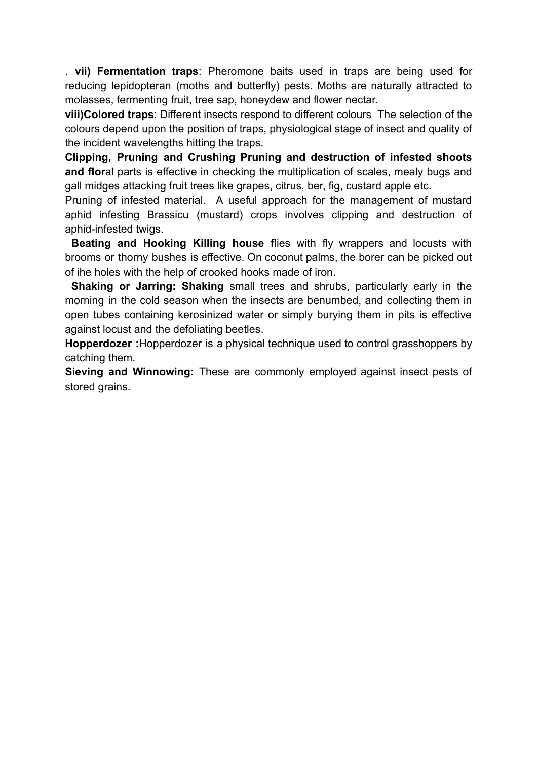. **vii) Fermentation traps**: Pheromone baits used in traps are being used for reducing lepidopteran (moths and butterfly) pests. Moths are naturally attracted to molasses, fermenting fruit, tree sap, honeydew and flower nectar.

**viii)Colored traps**: Different insects respond to different colours The selection of the colours depend upon the position of traps, physiological stage of insect and quality of the incident wavelengths hitting the traps.

**Clipping, Pruning and Crushing Pruning and destruction of infested shoots and flor**al parts is effective in checking the multiplication of scales, mealy bugs and gall midges attacking fruit trees like grapes, citrus, ber, fig, custard apple etc.

Pruning of infested material. A useful approach for the management of mustard aphid infesting Brassicu (mustard) crops involves clipping and destruction of aphid-infested twigs.

**Beating and Hooking Killing house f**lies with fly wrappers and locusts with brooms or thorny bushes is effective. On coconut palms, the borer can be picked out of ihe holes with the help of crooked hooks made of iron.

**Shaking or Jarring: Shaking** small trees and shrubs, particularly early in the morning in the cold season when the insects are benumbed, and collecting them in open tubes containing kerosinized water or simply burying them in pits is effective against locust and the defoliating beetles.

**Hopperdozer :**Hopperdozer is a physical technique used to control grasshoppers by catching them.

**Sieving and Winnowing:** These are commonly employed against insect pests of stored grains.